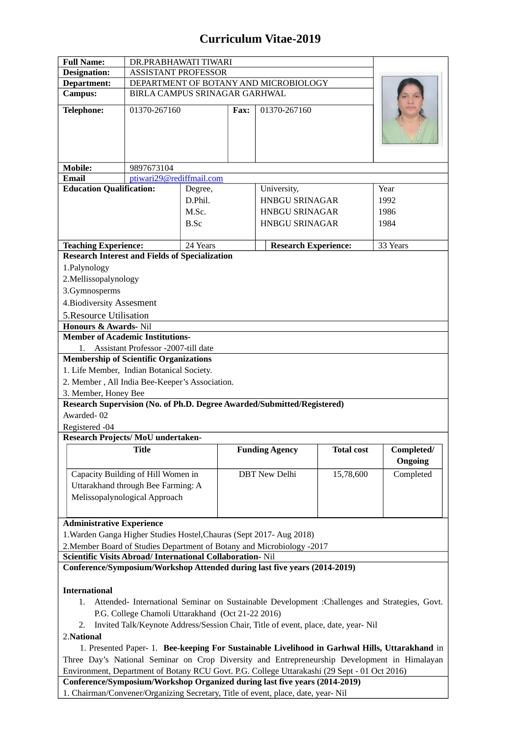# Curriculum Vitae-2019

| | | | | |
|---|---|---|---|---|
| **Full Name:** | DR.PRABHAWATI TIWARI | | | |
| **Designation:** | ASSISTANT PROFESSOR | | | |
| **Department:** | DEPARTMENT OF BOTANY AND MICROBIOLOGY | | | |
| **Campus:** | BIRLA CAMPUS SRINAGAR GARHWAL | | | |
| **Telephone:** | 01370-267160 | **Fax:** | 01370-267160 | |
| **Mobile:** | 9897673104 | | | |
| **Email** | ptiwari29@rediffmail.com | | | |

**Education Qualification:**

| Degree, | University, | Year |
|---|---|---|
| D.Phil. | HNBGU SRINAGAR | 1992 |
| M.Sc. | HNBGU SRINAGAR | 1986 |
| B.Sc | HNBGU SRINAGAR | 1984 |

| **Teaching Experience:** | 24 Years | **Research Experience:** | 33 Years |
|---|---|---|---|

**Research Interest and Fields of Specialization**

1.Palynology
2.Mellissopalynology
3.Gymnosperms
4.Biodiversity Assesment
5.Resource Utilisation

**Honours & Awards-** Nil

**Member of Academic Institutions-**

1. Assistant Professor -2007-till date

**Membership of Scientific Organizations**

1. Life Member, Indian Botanical Society.
2. Member , All India Bee-Keeper's Association.
3. Member, Honey Bee

**Research Supervision (No. of Ph.D. Degree Awarded/Submitted/Registered)**

Awarded- 02
Registered -04

**Research Projects/ MoU undertaken-**

| Title | Funding Agency | Total cost | Completed/ Ongoing |
|---|---|---|---|
| Capacity Building of Hill Women in Uttarakhand through Bee Farming: A Melissopalynological Approach | DBT New Delhi | 15,78,600 | Completed |

**Administrative Experience**

1.Warden Ganga Higher Studies Hostel,Chauras (Sept 2017- Aug 2018)
2.Member Board of Studies Department of Botany and Microbiology -2017

**Scientific Visits Abroad/ International Collaboration-** Nil

**Conference/Symposium/Workshop Attended during last five years (2014-2019)**

**International**

1. Attended- International Seminar on Sustainable Development :Challenges and Strategies, Govt. P.G. College Chamoli Uttarakhand (Oct 21-22 2016)
2. Invited Talk/Keynote Address/Session Chair, Title of event, place, date, year- Nil

2.**National**

1. Presented Paper- 1. **Bee-keeping For Sustainable Livelihood in Garhwal Hills, Uttarakhand** in Three Day's National Seminar on Crop Diversity and Entrepreneurship Development in Himalayan Environment, Department of Botany RCU Govt. P.G. College Uttarakashi (29 Sept - 01 Oct 2016)

**Conference/Symposium/Workshop Organized during last five years (2014-2019)**

1. Chairman/Convener/Organizing Secretary, Title of event, place, date, year- Nil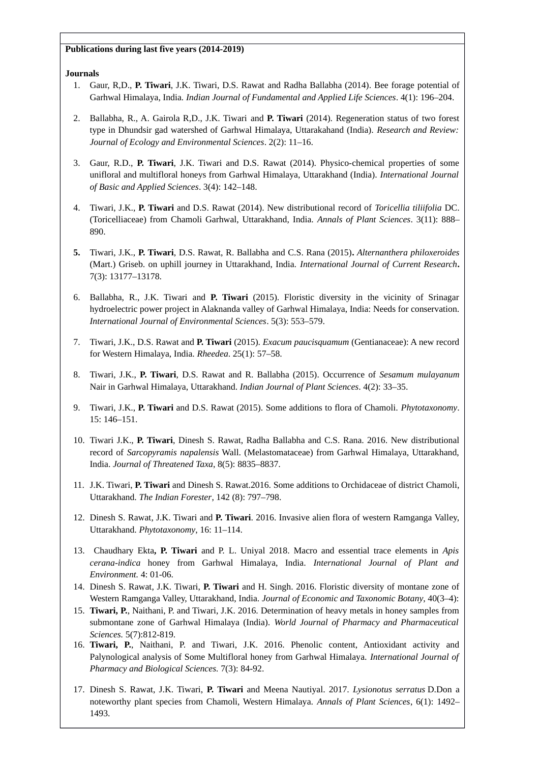**Publications during last five years (2014-2019)**

**Journals**

1. Gaur, R,D., **P. Tiwari**, J.K. Tiwari, D.S. Rawat and Radha Ballabha (2014). Bee forage potential of Garhwal Himalaya, India. *Indian Journal of Fundamental and Applied Life Sciences*. 4(1): 196–204.

2. Ballabha, R., A. Gairola R,D., J.K. Tiwari and **P. Tiwari** (2014). Regeneration status of two forest type in Dhundsir gad watershed of Garhwal Himalaya, Uttarakahand (India). *Research and Review: Journal of Ecology and Environmental Sciences*. 2(2): 11–16.

3. Gaur, R.D., **P. Tiwari**, J.K. Tiwari and D.S. Rawat (2014). Physico-chemical properties of some unifloral and multifloral honeys from Garhwal Himalaya, Uttarakhand (India). *International Journal of Basic and Applied Sciences*. 3(4): 142–148.

4. Tiwari, J.K., **P. Tiwari** and D.S. Rawat (2014). New distributional record of *Toricellia tiliifolia* DC. (Toricelliaceae) from Chamoli Garhwal, Uttarakhand, India. *Annals of Plant Sciences*. 3(11): 888–890.

5. Tiwari, J.K., **P. Tiwari**, D.S. Rawat, R. Ballabha and C.S. Rana (2015)**.** *Alternanthera philoxeroides* (Mart.) Griseb. on uphill journey in Uttarakhand, India. *International Journal of Current Research***.** 7(3): 13177–13178.

6. Ballabha, R., J.K. Tiwari and **P. Tiwari** (2015). Floristic diversity in the vicinity of Srinagar hydroelectric power project in Alaknanda valley of Garhwal Himalaya, India: Needs for conservation. *International Journal of Environmental Sciences*. 5(3): 553–579.

7. Tiwari, J.K., D.S. Rawat and **P. Tiwari** (2015). *Exacum paucisquamum* (Gentianaceae): A new record for Western Himalaya, India. *Rheedea*. 25(1): 57–58.

8. Tiwari, J.K., **P. Tiwari**, D.S. Rawat and R. Ballabha (2015). Occurrence of *Sesamum mulayanum* Nair in Garhwal Himalaya, Uttarakhand. *Indian Journal of Plant Sciences*. 4(2): 33–35.

9. Tiwari, J.K., **P. Tiwari** and D.S. Rawat (2015). Some additions to flora of Chamoli. *Phytotaxonomy*. 15: 146–151.

10. Tiwari J.K., **P. Tiwari**, Dinesh S. Rawat, Radha Ballabha and C.S. Rana. 2016. New distributional record of *Sarcopyramis napalensis* Wall. (Melastomataceae) from Garhwal Himalaya, Uttarakhand, India. *Journal of Threatened Taxa*, 8(5): 8835–8837.

11. J.K. Tiwari, **P. Tiwari** and Dinesh S. Rawat.2016. Some additions to Orchidaceae of district Chamoli, Uttarakhand. *The Indian Forester*, 142 (8): 797–798.

12. Dinesh S. Rawat, J.K. Tiwari and **P. Tiwari**. 2016. Invasive alien flora of western Ramganga Valley, Uttarakhand. *Phytotaxonomy*, 16: 11–114.

13. Chaudhary Ekta**, P. Tiwari** and P. L. Uniyal 2018. Macro and essential trace elements in *Apis cerana-indica* honey from Garhwal Himalaya, India. *International Journal of Plant and Environment.* 4: 01-06.

14. Dinesh S. Rawat, J.K. Tiwari, **P. Tiwari** and H. Singh. 2016. Floristic diversity of montane zone of Western Ramganga Valley, Uttarakhand, India. *Journal of Economic and Taxonomic Botany*, 40(3–4):

15. **Tiwari, P.**, Naithani, P. and Tiwari, J.K. 2016. Determination of heavy metals in honey samples from submontane zone of Garhwal Himalaya (India). *World Journal of Pharmacy and Pharmaceutical Sciences.* 5(7):812-819.

16. **Tiwari, P.**, Naithani, P. and Tiwari, J.K. 2016. Phenolic content, Antioxidant activity and Palynological analysis of Some Multifloral honey from Garhwal Himalaya. *International Journal of Pharmacy and Biological Sciences.* 7(3): 84-92.

17. Dinesh S. Rawat, J.K. Tiwari, **P. Tiwari** and Meena Nautiyal. 2017. *Lysionotus serratus* D.Don a noteworthy plant species from Chamoli, Western Himalaya. *Annals of Plant Sciences*, 6(1): 1492–1493.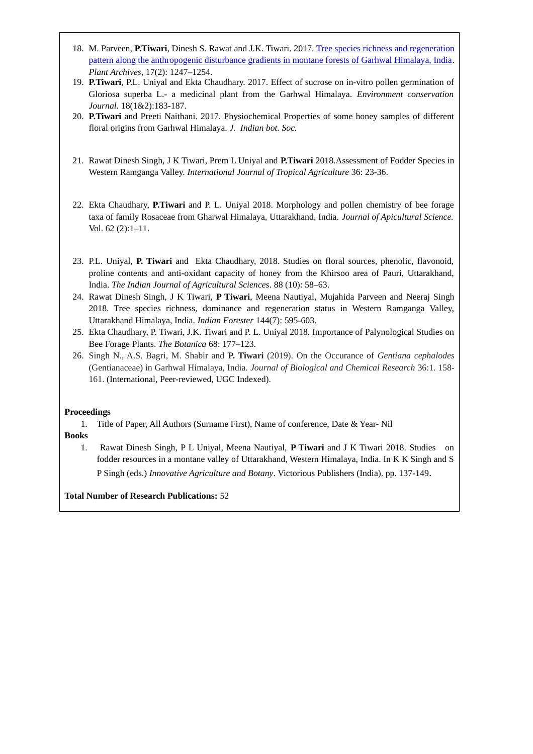18. M. Parveen, **P.Tiwari**, Dinesh S. Rawat and J.K. Tiwari. 2017. [Tree species richness and regeneration pattern along the anthropogenic disturbance gradients in montane forests of Garhwal Himalaya, India]. *Plant Archives*, 17(2): 1247–1254.
19. **P.Tiwari**, P.L. Uniyal and Ekta Chaudhary. 2017. Effect of sucrose on in-vitro pollen germination of Gloriosa superba L.- a medicinal plant from the Garhwal Himalaya. *Environment conservation Journal.* 18(1&2):183-187.
20. **P.Tiwari** and Preeti Naithani. 2017. Physiochemical Properties of some honey samples of different floral origins from Garhwal Himalaya. *J. Indian bot. Soc.*
21. Rawat Dinesh Singh, J K Tiwari, Prem L Uniyal and **P.Tiwari** 2018.Assessment of Fodder Species in Western Ramganga Valley. *International Journal of Tropical Agriculture* 36: 23-36.
22. Ekta Chaudhary, **P.Tiwari** and P. L. Uniyal 2018. Morphology and pollen chemistry of bee forage taxa of family Rosaceae from Gharwal Himalaya, Uttarakhand, India. *Journal of Apicultural Science.* Vol. 62 (2):1–11.
23. P.L. Uniyal, **P. Tiwari** and Ekta Chaudhary, 2018. Studies on floral sources, phenolic, flavonoid, proline contents and anti-oxidant capacity of honey from the Khirsoo area of Pauri, Uttarakhand, India. *The Indian Journal of Agricultural Sciences*. 88 (10): 58–63.
24. Rawat Dinesh Singh, J K Tiwari, **P Tiwari**, Meena Nautiyal, Mujahida Parveen and Neeraj Singh 2018. Tree species richness, dominance and regeneration status in Western Ramganga Valley, Uttarakhand Himalaya, India. *Indian Forester* 144(7): 595-603.
25. Ekta Chaudhary, P. Tiwari, J.K. Tiwari and P. L. Uniyal 2018. Importance of Palynological Studies on Bee Forage Plants. *The Botanica* 68: 177–123.
26. Singh N., A.S. Bagri, M. Shabir and **P. Tiwari** (2019). On the Occurance of *Gentiana cephalodes* (Gentianaceae) in Garhwal Himalaya, India. *Journal of Biological and Chemical Research* 36:1. 158-161. (International, Peer-reviewed, UGC Indexed).

**Proceedings**

1. Title of Paper, All Authors (Surname First), Name of conference, Date & Year- Nil

**Books**

1. Rawat Dinesh Singh, P L Uniyal, Meena Nautiyal, **P Tiwari** and J K Tiwari 2018. Studies on fodder resources in a montane valley of Uttarakhand, Western Himalaya, India. In K K Singh and S P Singh (eds.) *Innovative Agriculture and Botany*. Victorious Publishers (India). pp. 137-149.

**Total Number of Research Publications:** 52